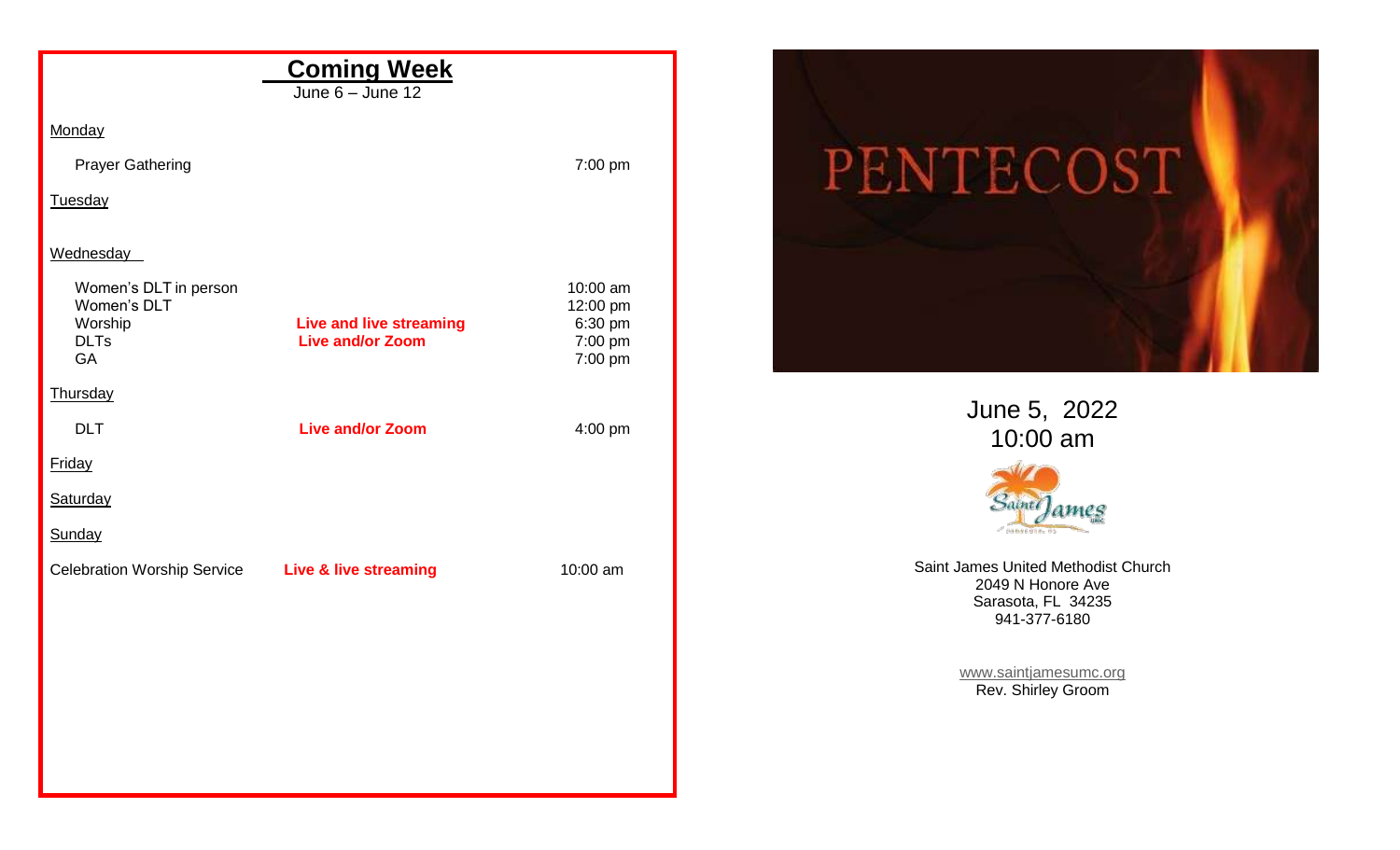## Coming Week

June 6 – June 12

**Monday**

| Event | Format | Time |
|---|---|---|
| Prayer Gathering | | 7:00 pm |

**Tuesday**

**Wednesday**

| Event | Format | Time |
|---|---|---|
| Women's DLT in person | | 10:00 am |
| Women's DLT | | 12:00 pm |
| Worship | **Live and live streaming** | 6:30 pm |
| DLTs | **Live and/or Zoom** | 7:00 pm |
| GA | | 7:00 pm |

**Thursday**

| Event | Format | Time |
|---|---|---|
| DLT | **Live and/or Zoom** | 4:00 pm |

**Friday**

**Saturday**

**Sunday**

| Event | Format | Time |
|---|---|---|
| Celebration Worship Service | **Live & live streaming** | 10:00 am |

# PENTECOST

June 5, 2022

10:00 am

Saint James UMC

Saint James United Methodist Church
2049 N Honore Ave
Sarasota, FL 34235
941-377-6180

www.saintjamesumc.org
Rev. Shirley Groom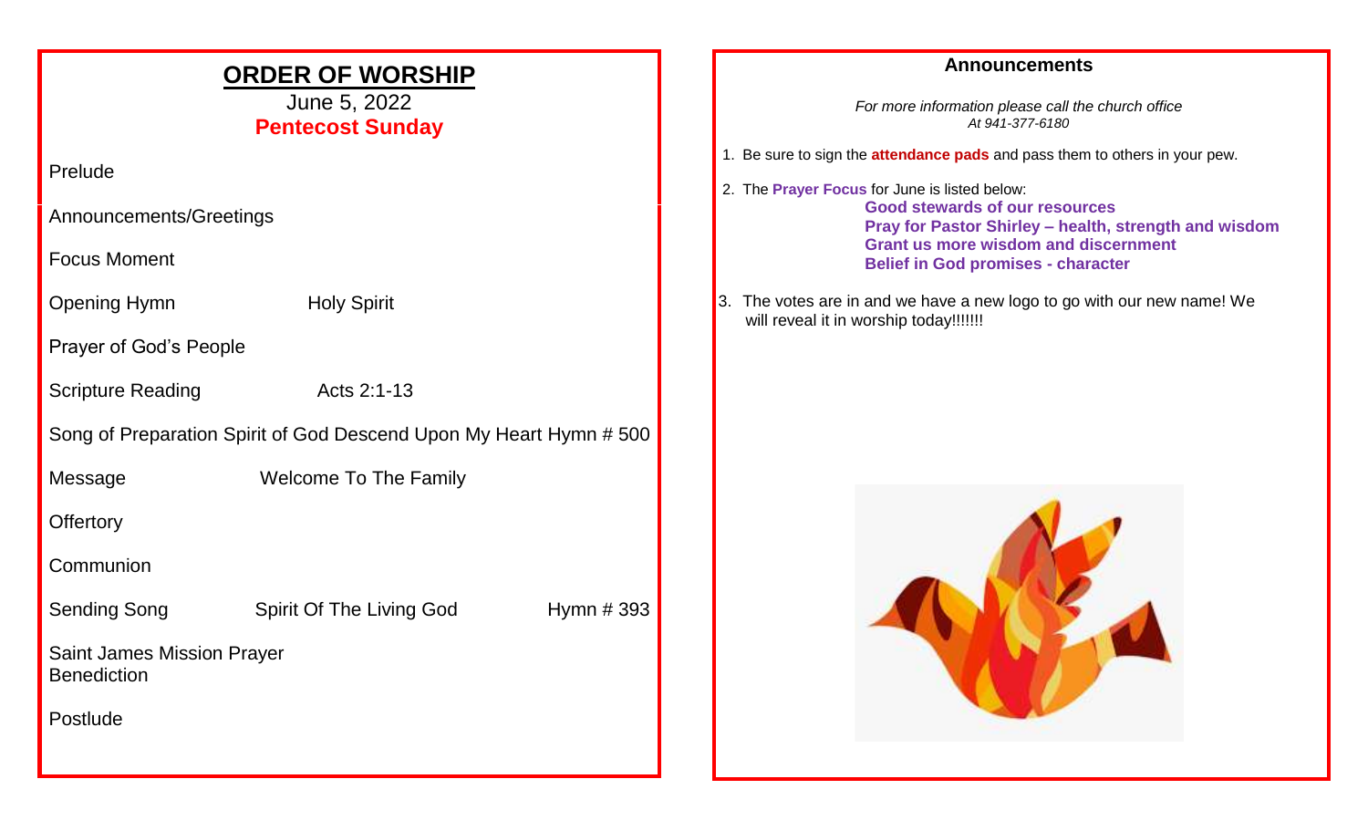# ORDER OF WORSHIP

June 5, 2022

**Pentecost Sunday**

Prelude

Announcements/Greetings

Focus Moment

Opening Hymn Holy Spirit

Prayer of God's People

Scripture Reading Acts 2:1-13

Song of Preparation Spirit of God Descend Upon My Heart Hymn # 500

Message Welcome To The Family

Offertory

Communion

Sending Song Spirit Of The Living God Hymn # 393

Saint James Mission Prayer
Benediction

Postlude

## Announcements

*For more information please call the church office*
*At 941-377-6180*

1. Be sure to sign the **attendance pads** and pass them to others in your pew.
2. The **Prayer Focus** for June is listed below:
   **Good stewards of our resources**
   **Pray for Pastor Shirley – health, strength and wisdom**
   **Grant us more wisdom and discernment**
   **Belief in God promises - character**
3. The votes are in and we have a new logo to go with our new name! We will reveal it in worship today!!!!!!!